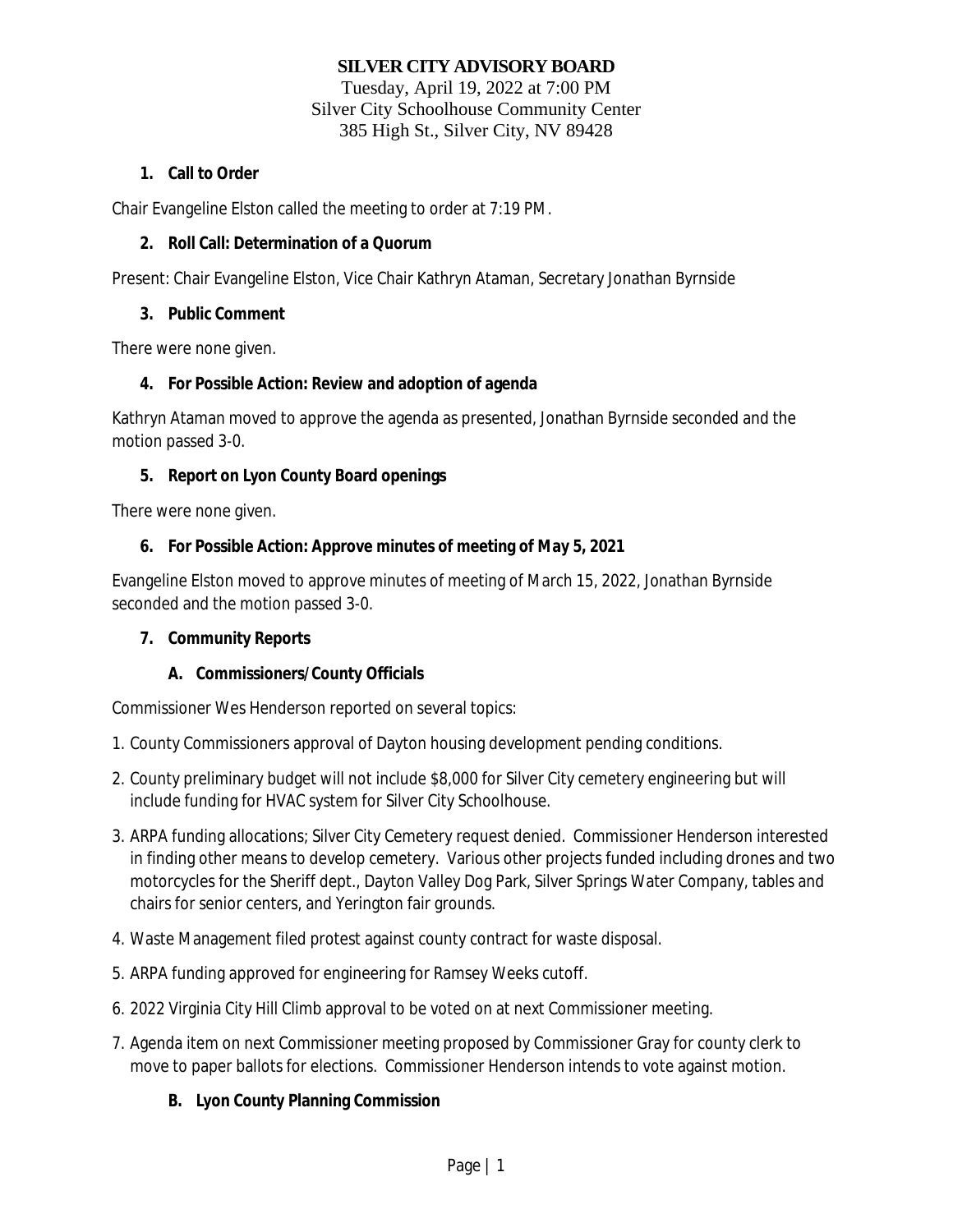# SILVER CITY ADVISORY BOARD

Tuesday, April 19, 2022 at 7:00 PM
Silver City Schoolhouse Community Center
385 High St., Silver City, NV 89428

## 1. Call to Order

Chair Evangeline Elston called the meeting to order at 7:19 PM.

## 2. Roll Call: Determination of a Quorum

Present: Chair Evangeline Elston, Vice Chair Kathryn Ataman, Secretary Jonathan Byrnside

## 3. Public Comment

There were none given.

## 4. For Possible Action: Review and adoption of agenda

Kathryn Ataman moved to approve the agenda as presented, Jonathan Byrnside seconded and the motion passed 3-0.

## 5. Report on Lyon County Board openings

There were none given.

## 6. For Possible Action: Approve minutes of meeting of May 5, 2021

Evangeline Elston moved to approve minutes of meeting of March 15, 2022, Jonathan Byrnside seconded and the motion passed 3-0.

## 7. Community Reports

### A. Commissioners/County Officials

Commissioner Wes Henderson reported on several topics:

1. County Commissioners approval of Dayton housing development pending conditions.
2. County preliminary budget will not include $8,000 for Silver City cemetery engineering but will include funding for HVAC system for Silver City Schoolhouse.
3. ARPA funding allocations; Silver City Cemetery request denied. Commissioner Henderson interested in finding other means to develop cemetery. Various other projects funded including drones and two motorcycles for the Sheriff dept., Dayton Valley Dog Park, Silver Springs Water Company, tables and chairs for senior centers, and Yerington fair grounds.
4. Waste Management filed protest against county contract for waste disposal.
5. ARPA funding approved for engineering for Ramsey Weeks cutoff.
6. 2022 Virginia City Hill Climb approval to be voted on at next Commissioner meeting.
7. Agenda item on next Commissioner meeting proposed by Commissioner Gray for county clerk to move to paper ballots for elections. Commissioner Henderson intends to vote against motion.

### B. Lyon County Planning Commission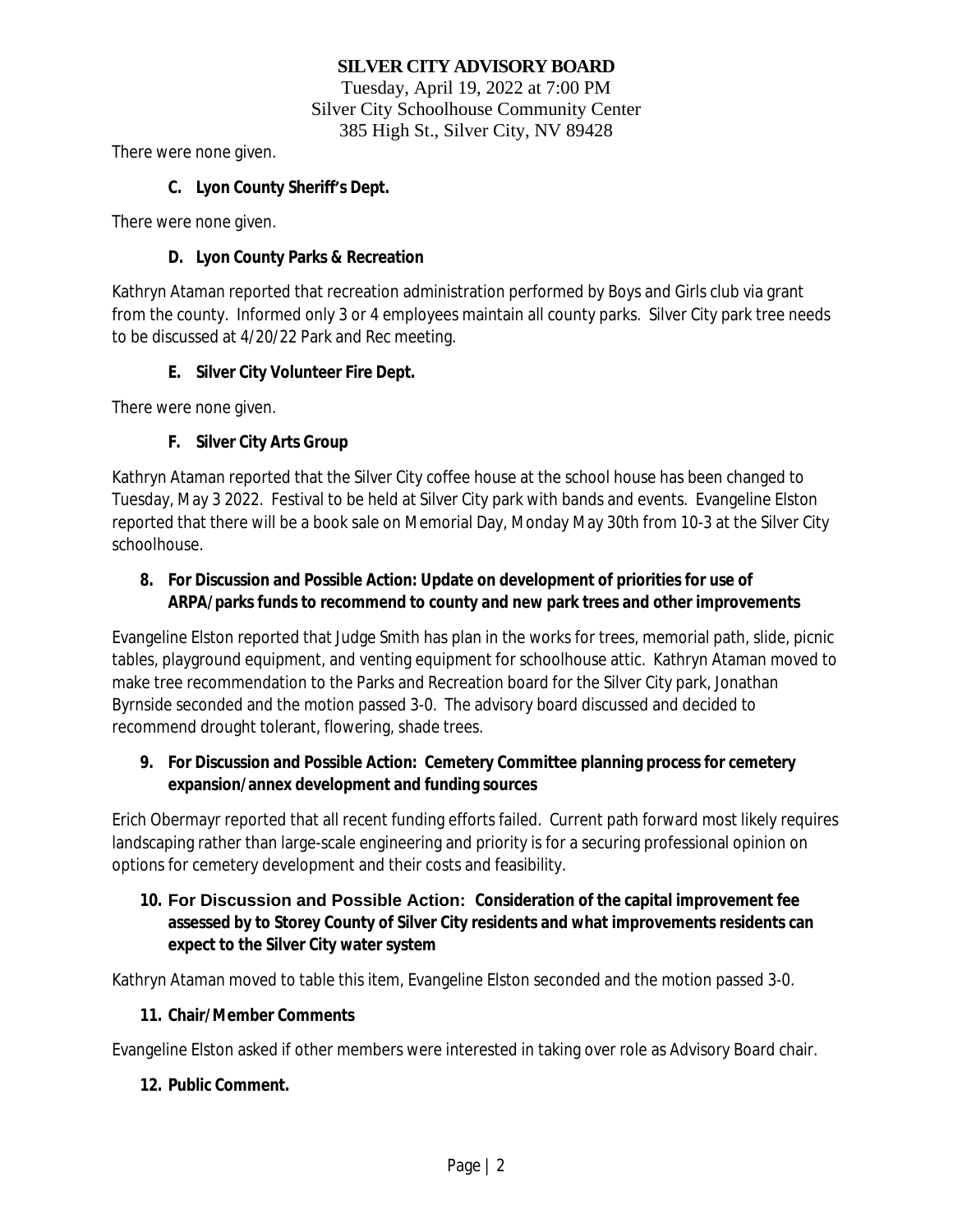There were none given.

**C. Lyon County Sheriff's Dept.**

There were none given.

**D. Lyon County Parks & Recreation**

Kathryn Ataman reported that recreation administration performed by Boys and Girls club via grant from the county. Informed only 3 or 4 employees maintain all county parks. Silver City park tree needs to be discussed at 4/20/22 Park and Rec meeting.

**E. Silver City Volunteer Fire Dept.**

There were none given.

**F. Silver City Arts Group**

Kathryn Ataman reported that the Silver City coffee house at the school house has been changed to Tuesday, May 3 2022. Festival to be held at Silver City park with bands and events. Evangeline Elston reported that there will be a book sale on Memorial Day, Monday May 30th from 10-3 at the Silver City schoolhouse.

**8. For Discussion and Possible Action: Update on development of priorities for use of ARPA/parks funds to recommend to county and new park trees and other improvements**

Evangeline Elston reported that Judge Smith has plan in the works for trees, memorial path, slide, picnic tables, playground equipment, and venting equipment for schoolhouse attic. Kathryn Ataman moved to make tree recommendation to the Parks and Recreation board for the Silver City park, Jonathan Byrnside seconded and the motion passed 3-0. The advisory board discussed and decided to recommend drought tolerant, flowering, shade trees.

**9. For Discussion and Possible Action: Cemetery Committee planning process for cemetery expansion/annex development and funding sources**

Erich Obermayr reported that all recent funding efforts failed. Current path forward most likely requires landscaping rather than large-scale engineering and priority is for a securing professional opinion on options for cemetery development and their costs and feasibility.

**10. For Discussion and Possible Action: Consideration of the capital improvement fee assessed by to Storey County of Silver City residents and what improvements residents can expect to the Silver City water system**

Kathryn Ataman moved to table this item, Evangeline Elston seconded and the motion passed 3-0.

**11. Chair/Member Comments**

Evangeline Elston asked if other members were interested in taking over role as Advisory Board chair.

**12. Public Comment.**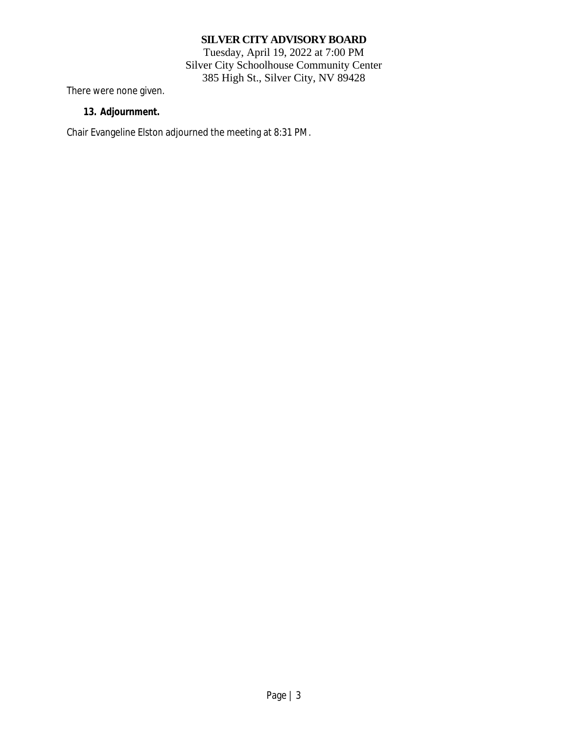There were none given.

**13. Adjournment.**

Chair Evangeline Elston adjourned the meeting at 8:31 PM.